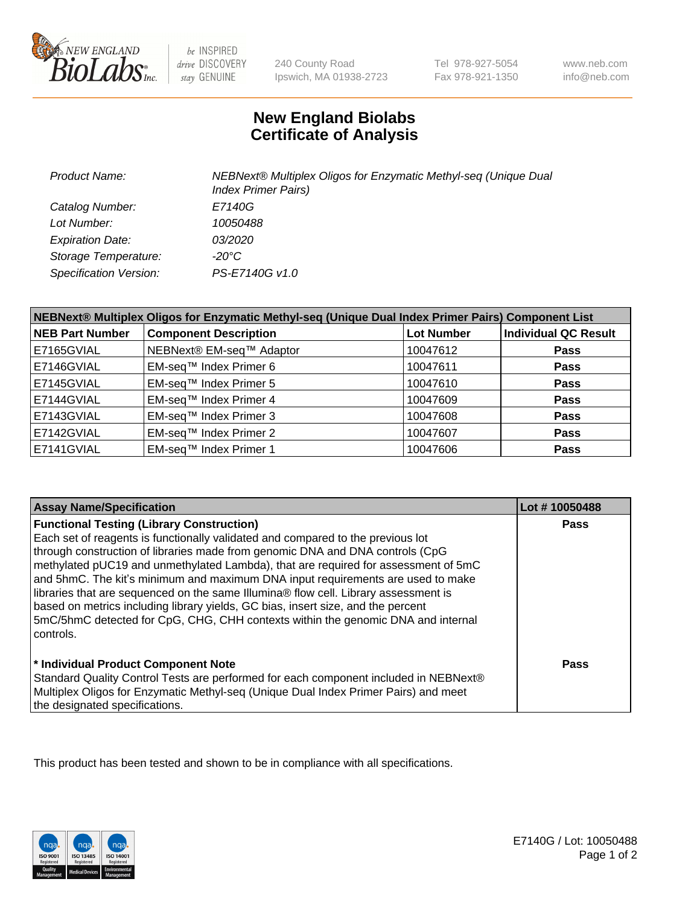# New England Biolabs Certificate of Analysis

| | |
|---|---|
| *Product Name:* | *NEBNext® Multiplex Oligos for Enzymatic Methyl-seq (Unique Dual Index Primer Pairs)* |
| *Catalog Number:* | *E7140G* |
| *Lot Number:* | *10050488* |
| *Expiration Date:* | *03/2020* |
| *Storage Temperature:* | *-20°C* |
| *Specification Version:* | *PS-E7140G v1.0* |

| NEBNext® Multiplex Oligos for Enzymatic Methyl-seq (Unique Dual Index Primer Pairs) Component List | | | |
|---|---|---|---|
| **NEB Part Number** | **Component Description** | **Lot Number** | **Individual QC Result** |
| E7165GVIAL | NEBNext® EM-seq™ Adaptor | 10047612 | **Pass** |
| E7146GVIAL | EM-seq™ Index Primer 6 | 10047611 | **Pass** |
| E7145GVIAL | EM-seq™ Index Primer 5 | 10047610 | **Pass** |
| E7144GVIAL | EM-seq™ Index Primer 4 | 10047609 | **Pass** |
| E7143GVIAL | EM-seq™ Index Primer 3 | 10047608 | **Pass** |
| E7142GVIAL | EM-seq™ Index Primer 2 | 10047607 | **Pass** |
| E7141GVIAL | EM-seq™ Index Primer 1 | 10047606 | **Pass** |

| Assay Name/Specification | Lot # 10050488 |
|---|---|
| **Functional Testing (Library Construction)**<br>Each set of reagents is functionally validated and compared to the previous lot through construction of libraries made from genomic DNA and DNA controls (CpG methylated pUC19 and unmethylated Lambda), that are required for assessment of 5mC and 5hmC. The kit's minimum and maximum DNA input requirements are used to make libraries that are sequenced on the same Illumina® flow cell. Library assessment is based on metrics including library yields, GC bias, insert size, and the percent 5mC/5hmC detected for CpG, CHG, CHH contexts within the genomic DNA and internal controls. | **Pass** |
| **\* Individual Product Component Note**<br>Standard Quality Control Tests are performed for each component included in NEBNext® Multiplex Oligos for Enzymatic Methyl-seq (Unique Dual Index Primer Pairs) and meet the designated specifications. | **Pass** |

This product has been tested and shown to be in compliance with all specifications.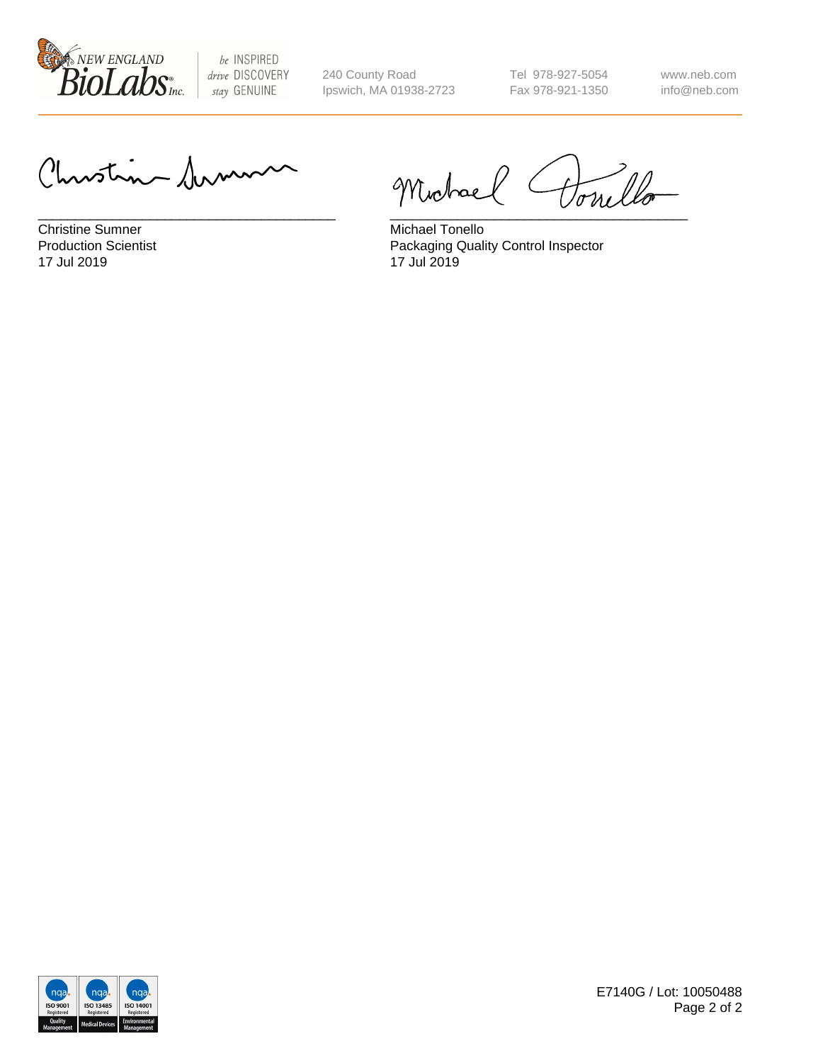Christine Sumner
Production Scientist
17 Jul 2019

Michael Tonello
Packaging Quality Control Inspector
17 Jul 2019

E7140G / Lot: 10050488